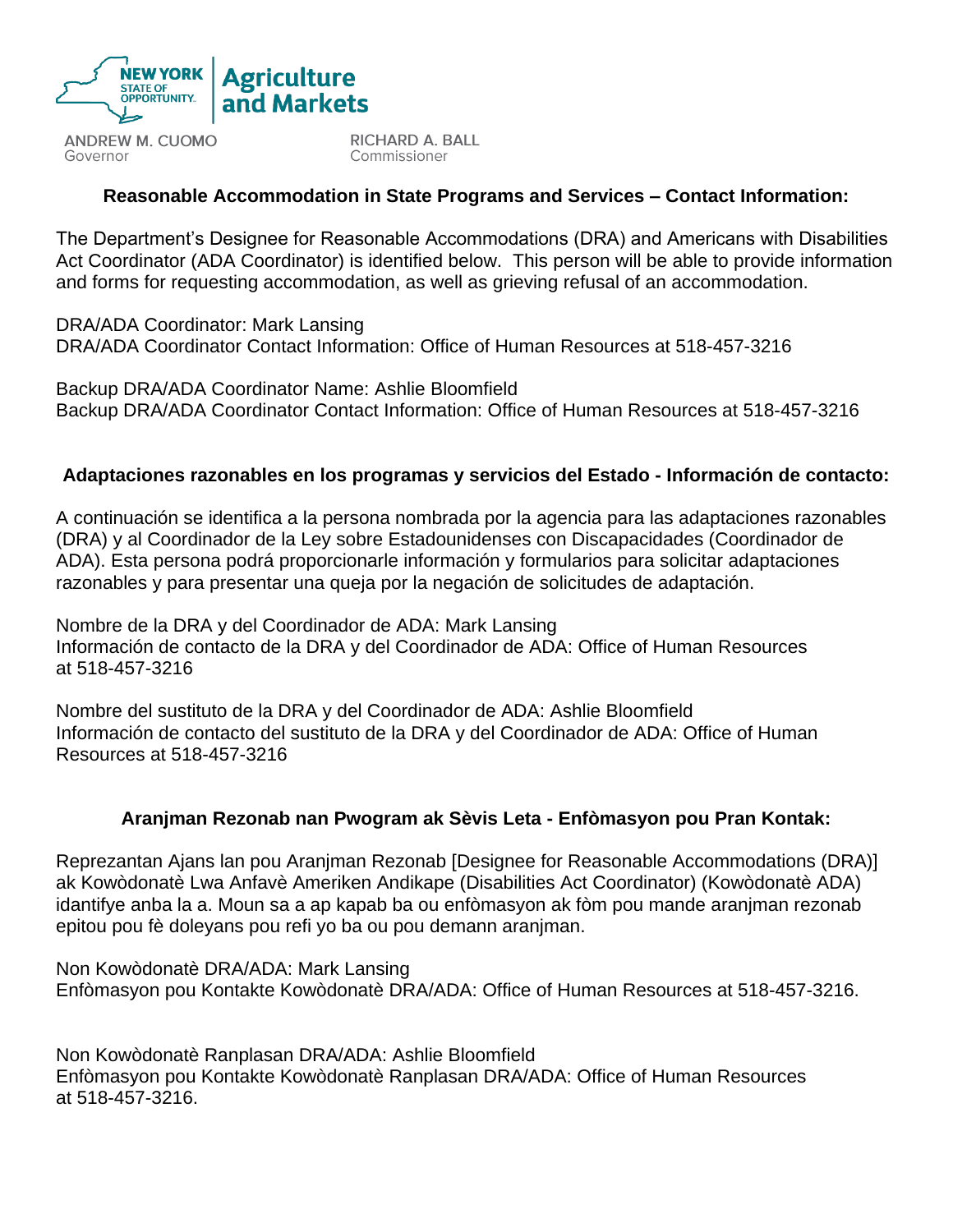NEW YORK STATE OF OPPORTUNITY. | Agriculture and Markets

ANDREW M. CUOMO
Governor

RICHARD A. BALL
Commissioner

## Reasonable Accommodation in State Programs and Services – Contact Information:

The Department's Designee for Reasonable Accommodations (DRA) and Americans with Disabilities Act Coordinator (ADA Coordinator) is identified below. This person will be able to provide information and forms for requesting accommodation, as well as grieving refusal of an accommodation.

DRA/ADA Coordinator: Mark Lansing
DRA/ADA Coordinator Contact Information: Office of Human Resources at 518-457-3216

Backup DRA/ADA Coordinator Name: Ashlie Bloomfield
Backup DRA/ADA Coordinator Contact Information: Office of Human Resources at 518-457-3216

## Adaptaciones razonables en los programas y servicios del Estado - Información de contacto:

A continuación se identifica a la persona nombrada por la agencia para las adaptaciones razonables (DRA) y al Coordinador de la Ley sobre Estadounidenses con Discapacidades (Coordinador de ADA). Esta persona podrá proporcionarle información y formularios para solicitar adaptaciones razonables y para presentar una queja por la negación de solicitudes de adaptación.

Nombre de la DRA y del Coordinador de ADA: Mark Lansing
Información de contacto de la DRA y del Coordinador de ADA: Office of Human Resources at 518-457-3216

Nombre del sustituto de la DRA y del Coordinador de ADA: Ashlie Bloomfield
Información de contacto del sustituto de la DRA y del Coordinador de ADA: Office of Human Resources at 518-457-3216

## Aranjman Rezonab nan Pwogram ak Sèvis Leta - Enfòmasyon pou Pran Kontak:

Reprezantan Ajans lan pou Aranjman Rezonab [Designee for Reasonable Accommodations (DRA)] ak Kowòdonatè Lwa Anfavè Ameriken Andikape (Disabilities Act Coordinator) (Kowòdonatè ADA) idantifye anba la a. Moun sa a ap kapab ba ou enfòmasyon ak fòm pou mande aranjman rezonab epitou pou fè doleyans pou refi yo ba ou pou demann aranjman.

Non Kowòdonatè DRA/ADA: Mark Lansing
Enfòmasyon pou Kontakte Kowòdonatè DRA/ADA: Office of Human Resources at 518-457-3216.

Non Kowòdonatè Ranplasan DRA/ADA: Ashlie Bloomfield
Enfòmasyon pou Kontakte Kowòdonatè Ranplasan DRA/ADA: Office of Human Resources at 518-457-3216.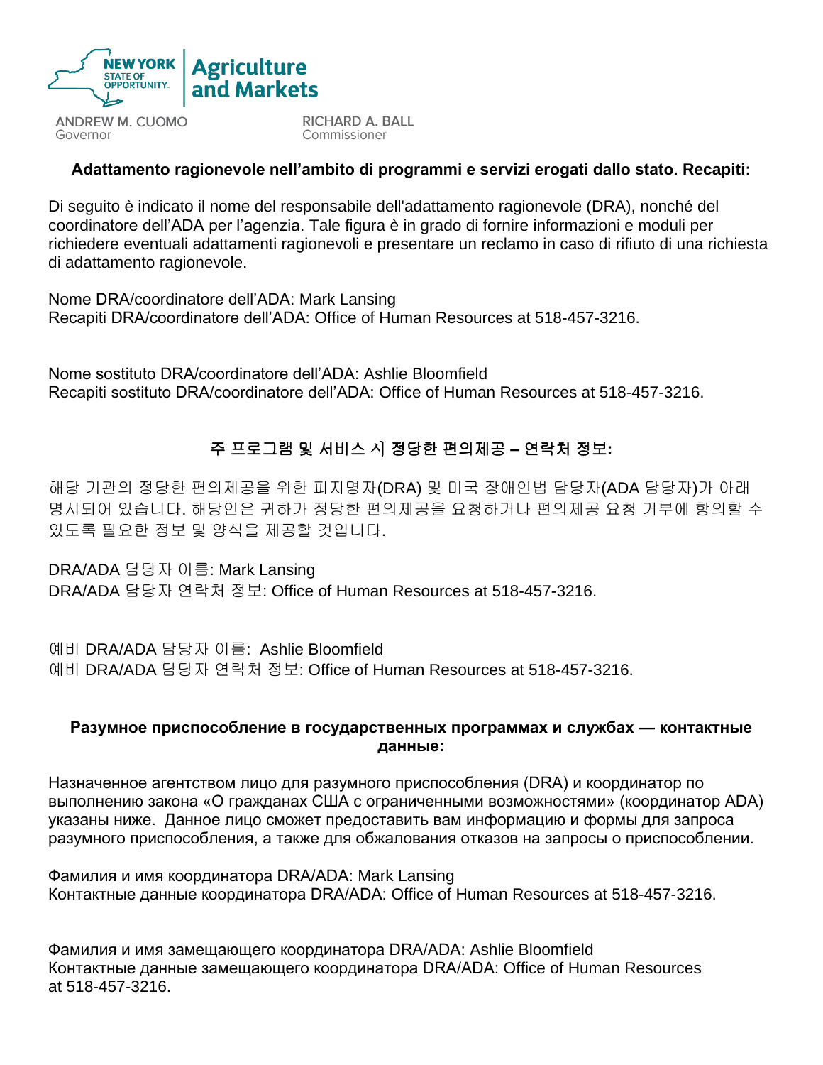NEW YORK STATE OF OPPORTUNITY. | Agriculture and Markets

ANDREW M. CUOMO
Governor

RICHARD A. BALL
Commissioner

**Adattamento ragionevole nell'ambito di programmi e servizi erogati dallo stato. Recapiti:**

Di seguito è indicato il nome del responsabile dell'adattamento ragionevole (DRA), nonché del coordinatore dell'ADA per l'agenzia. Tale figura è in grado di fornire informazioni e moduli per richiedere eventuali adattamenti ragionevoli e presentare un reclamo in caso di rifiuto di una richiesta di adattamento ragionevole.

Nome DRA/coordinatore dell'ADA: Mark Lansing
Recapiti DRA/coordinatore dell'ADA: Office of Human Resources at 518-457-3216.

Nome sostituto DRA/coordinatore dell'ADA: Ashlie Bloomfield
Recapiti sostituto DRA/coordinatore dell'ADA: Office of Human Resources at 518-457-3216.

**주 프로그램 및 서비스 시 정당한 편의제공 – 연락처 정보:**

해당 기관의 정당한 편의제공을 위한 피지명자(DRA) 및 미국 장애인법 담당자(ADA 담당자)가 아래 명시되어 있습니다. 해당인은 귀하가 정당한 편의제공을 요청하거나 편의제공 요청 거부에 항의할 수 있도록 필요한 정보 및 양식을 제공할 것입니다.

DRA/ADA 담당자 이름: Mark Lansing
DRA/ADA 담당자 연락처 정보: Office of Human Resources at 518-457-3216.

예비 DRA/ADA 담당자 이름: Ashlie Bloomfield
예비 DRA/ADA 담당자 연락처 정보: Office of Human Resources at 518-457-3216.

**Разумное приспособление в государственных программах и службах — контактные данные:**

Назначенное агентством лицо для разумного приспособления (DRA) и координатор по выполнению закона «О гражданах США с ограниченными возможностями» (координатор ADA) указаны ниже. Данное лицо сможет предоставить вам информацию и формы для запроса разумного приспособления, а также для обжалования отказов на запросы о приспособлении.

Фамилия и имя координатора DRA/ADA: Mark Lansing
Контактные данные координатора DRA/ADA: Office of Human Resources at 518-457-3216.

Фамилия и имя замещающего координатора DRA/ADA: Ashlie Bloomfield
Контактные данные замещающего координатора DRA/ADA: Office of Human Resources at 518-457-3216.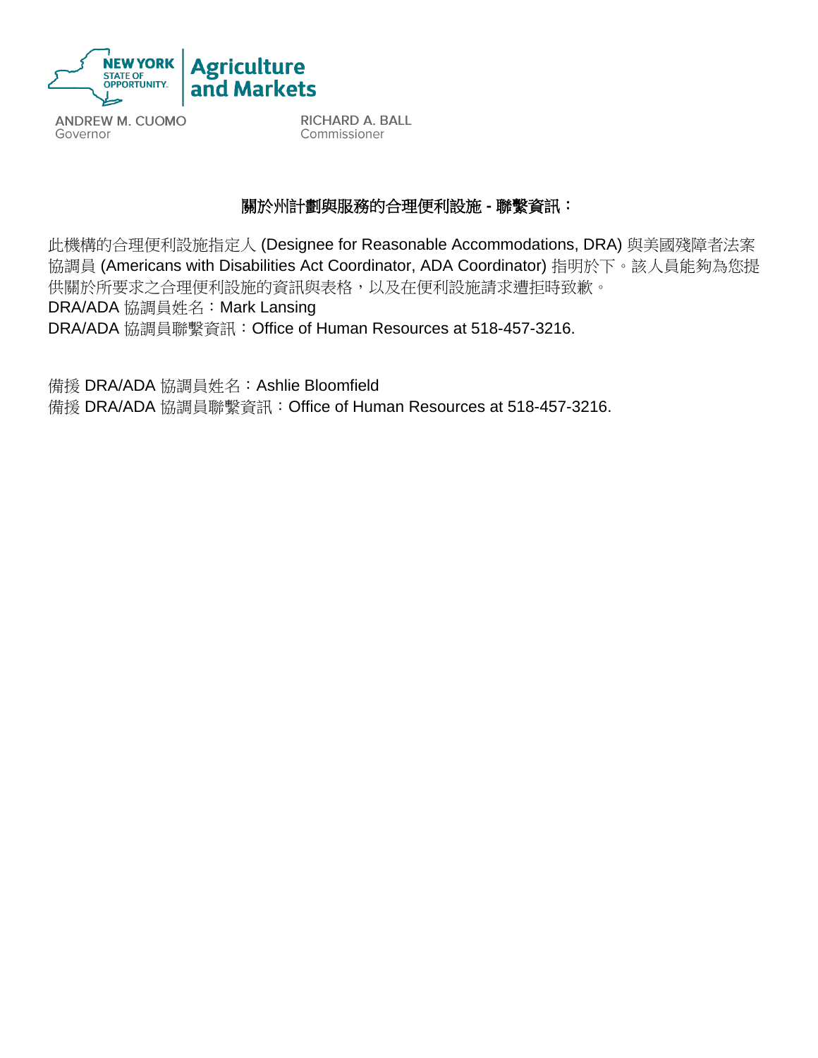NEW YORK STATE OF OPPORTUNITY | Agriculture and Markets

ANDREW M. CUOMO
Governor

RICHARD A. BALL
Commissioner

**關於州計劃與服務的合理便利設施 - 聯繫資訊：**

此機構的合理便利設施指定人 (Designee for Reasonable Accommodations, DRA) 與美國殘障者法案協調員 (Americans with Disabilities Act Coordinator, ADA Coordinator) 指明於下。該人員能夠為您提供關於所要求之合理便利設施的資訊與表格，以及在便利設施請求遭拒時致歉。

DRA/ADA 協調員姓名：Mark Lansing

DRA/ADA 協調員聯繫資訊：Office of Human Resources at 518-457-3216.

備援 DRA/ADA 協調員姓名：Ashlie Bloomfield

備援 DRA/ADA 協調員聯繫資訊：Office of Human Resources at 518-457-3216.